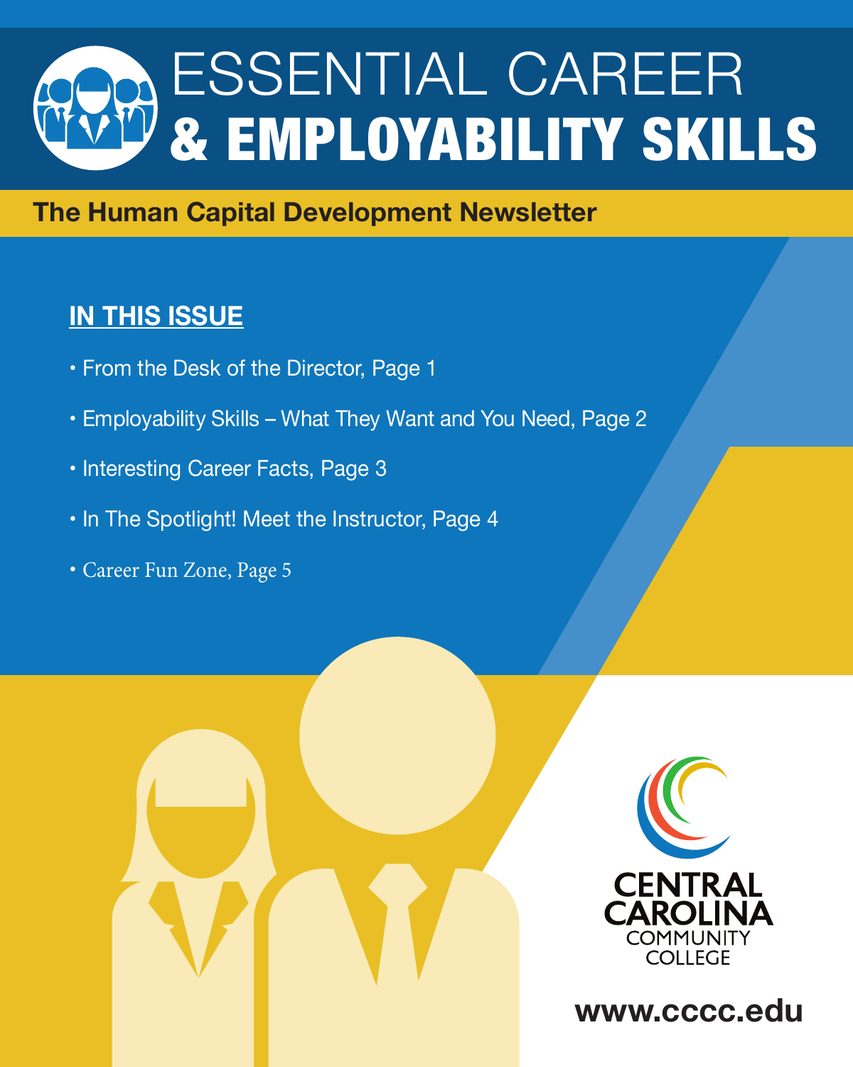# ESSENTIAL CAREER & EMPLOYABILITY SKILLS

## The Human Capital Development Newsletter

### IN THIS ISSUE

- From the Desk of the Director, Page 1
- Employability Skills – What They Want and You Need, Page 2
- Interesting Career Facts, Page 3
- In The Spotlight! Meet the Instructor, Page 4
- Career Fun Zone, Page 5

CENTRAL CAROLINA COMMUNITY COLLEGE

www.cccc.edu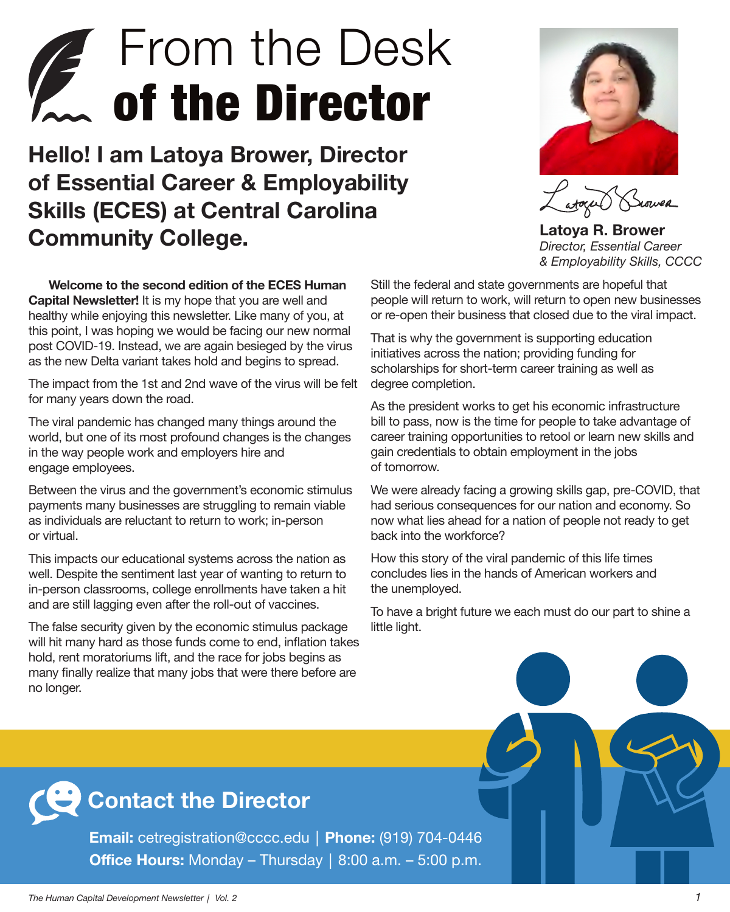# From the Desk **of the Director**

## Hello! I am Latoya Brower, Director of Essential Career & Employability Skills (ECES) at Central Carolina Community College.

**Latoya R. Brower**
*Director, Essential Career & Employability Skills, CCCC*

**Welcome to the second edition of the ECES Human Capital Newsletter!** It is my hope that you are well and healthy while enjoying this newsletter. Like many of you, at this point, I was hoping we would be facing our new normal post COVID-19. Instead, we are again besieged by the virus as the new Delta variant takes hold and begins to spread.

The impact from the 1st and 2nd wave of the virus will be felt for many years down the road.

The viral pandemic has changed many things around the world, but one of its most profound changes is the changes in the way people work and employers hire and engage employees.

Between the virus and the government's economic stimulus payments many businesses are struggling to remain viable as individuals are reluctant to return to work; in-person or virtual.

This impacts our educational systems across the nation as well. Despite the sentiment last year of wanting to return to in-person classrooms, college enrollments have taken a hit and are still lagging even after the roll-out of vaccines.

The false security given by the economic stimulus package will hit many hard as those funds come to end, inflation takes hold, rent moratoriums lift, and the race for jobs begins as many finally realize that many jobs that were there before are no longer.

Still the federal and state governments are hopeful that people will return to work, will return to open new businesses or re-open their business that closed due to the viral impact.

That is why the government is supporting education initiatives across the nation; providing funding for scholarships for short-term career training as well as degree completion.

As the president works to get his economic infrastructure bill to pass, now is the time for people to take advantage of career training opportunities to retool or learn new skills and gain credentials to obtain employment in the jobs of tomorrow.

We were already facing a growing skills gap, pre-COVID, that had serious consequences for our nation and economy. So now what lies ahead for a nation of people not ready to get back into the workforce?

How this story of the viral pandemic of this life times concludes lies in the hands of American workers and the unemployed.

To have a bright future we each must do our part to shine a little light.

## Contact the Director

**Email:** cetregistration@cccc.edu | **Phone:** (919) 704-0446
**Office Hours:** Monday – Thursday | 8:00 a.m. – 5:00 p.m.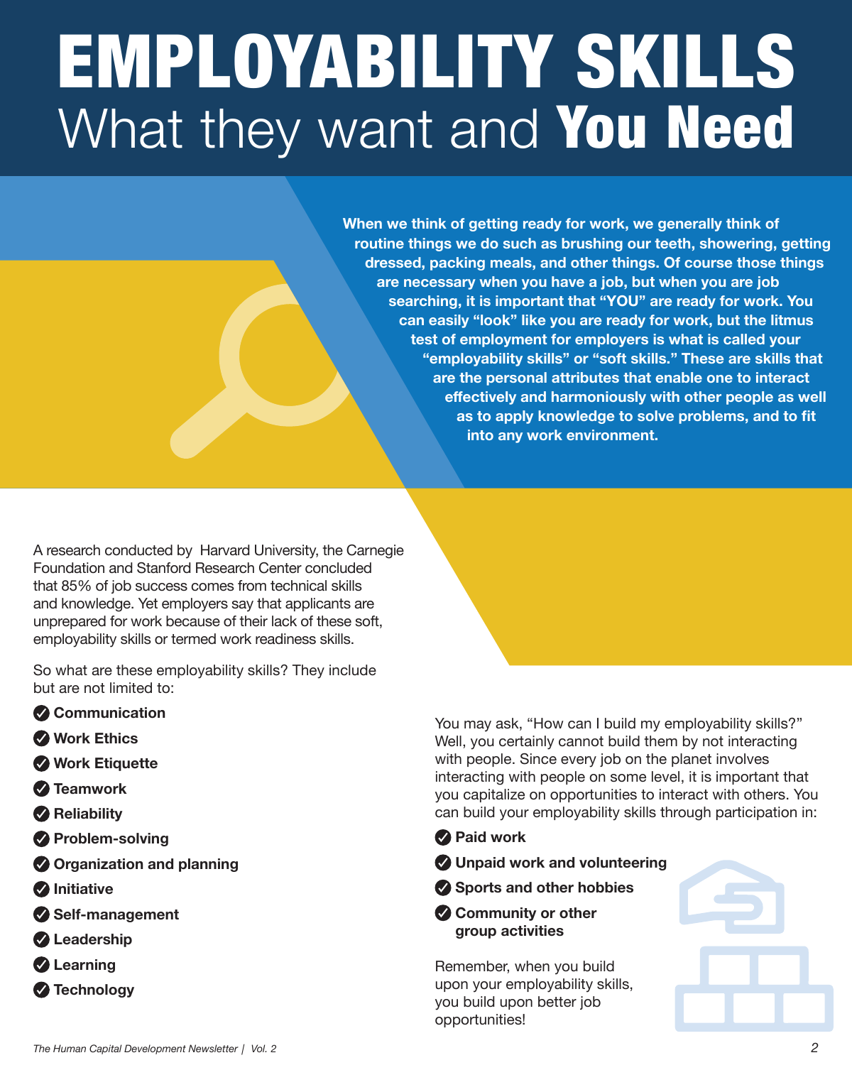# EMPLOYABILITY SKILLS What they want and **You Need**

**When we think of getting ready for work, we generally think of routine things we do such as brushing our teeth, showering, getting dressed, packing meals, and other things. Of course those things are necessary when you have a job, but when you are job searching, it is important that "YOU" are ready for work. You can easily "look" like you are ready for work, but the litmus test of employment for employers is what is called your "employability skills" or "soft skills." These are skills that are the personal attributes that enable one to interact effectively and harmoniously with other people as well as to apply knowledge to solve problems, and to fit into any work environment.**

A research conducted by Harvard University, the Carnegie Foundation and Stanford Research Center concluded that 85% of job success comes from technical skills and knowledge. Yet employers say that applicants are unprepared for work because of their lack of these soft, employability skills or termed work readiness skills.

So what are these employability skills? They include but are not limited to:

- **Communication**
- **Work Ethics**
- **Work Etiquette**
- **Teamwork**
- **Reliability**
- **Problem-solving**
- **Organization and planning**
- **Initiative**
- **Self-management**
- **Leadership**
- **Learning**
- **Technology**

You may ask, "How can I build my employability skills?" Well, you certainly cannot build them by not interacting with people. Since every job on the planet involves interacting with people on some level, it is important that you capitalize on opportunities to interact with others. You can build your employability skills through participation in:

- **Paid work**
- **Unpaid work and volunteering**
- **Sports and other hobbies**
- **Community or other group activities**

Remember, when you build upon your employability skills, you build upon better job opportunities!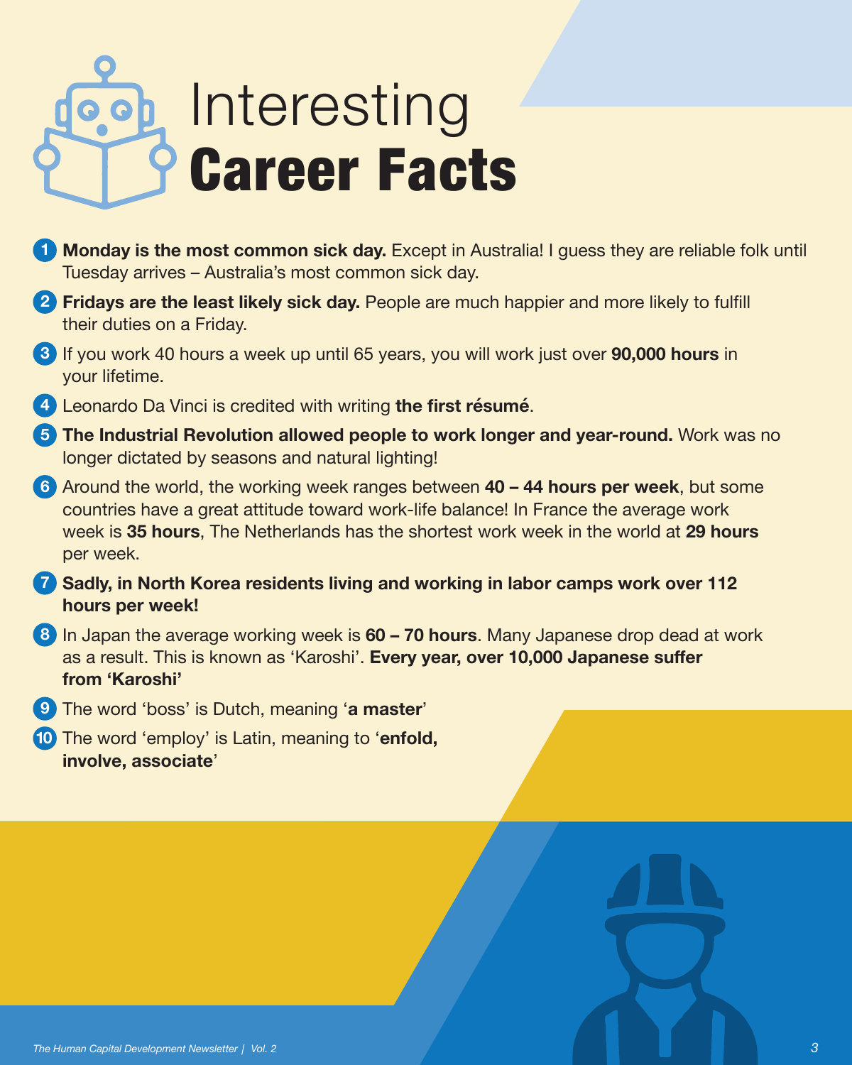# Interesting **Career Facts**

1. **Monday is the most common sick day.** Except in Australia! I guess they are reliable folk until Tuesday arrives – Australia's most common sick day.
2. **Fridays are the least likely sick day.** People are much happier and more likely to fulfill their duties on a Friday.
3. If you work 40 hours a week up until 65 years, you will work just over **90,000 hours** in your lifetime.
4. Leonardo Da Vinci is credited with writing **the first résumé**.
5. **The Industrial Revolution allowed people to work longer and year-round.** Work was no longer dictated by seasons and natural lighting!
6. Around the world, the working week ranges between **40 – 44 hours per week**, but some countries have a great attitude toward work-life balance! In France the average work week is **35 hours**, The Netherlands has the shortest work week in the world at **29 hours** per week.
7. **Sadly, in North Korea residents living and working in labor camps work over 112 hours per week!**
8. In Japan the average working week is **60 – 70 hours**. Many Japanese drop dead at work as a result. This is known as 'Karoshi'. **Every year, over 10,000 Japanese suffer from 'Karoshi'**
9. The word 'boss' is Dutch, meaning '**a master**'
10. The word 'employ' is Latin, meaning to '**enfold, involve, associate**'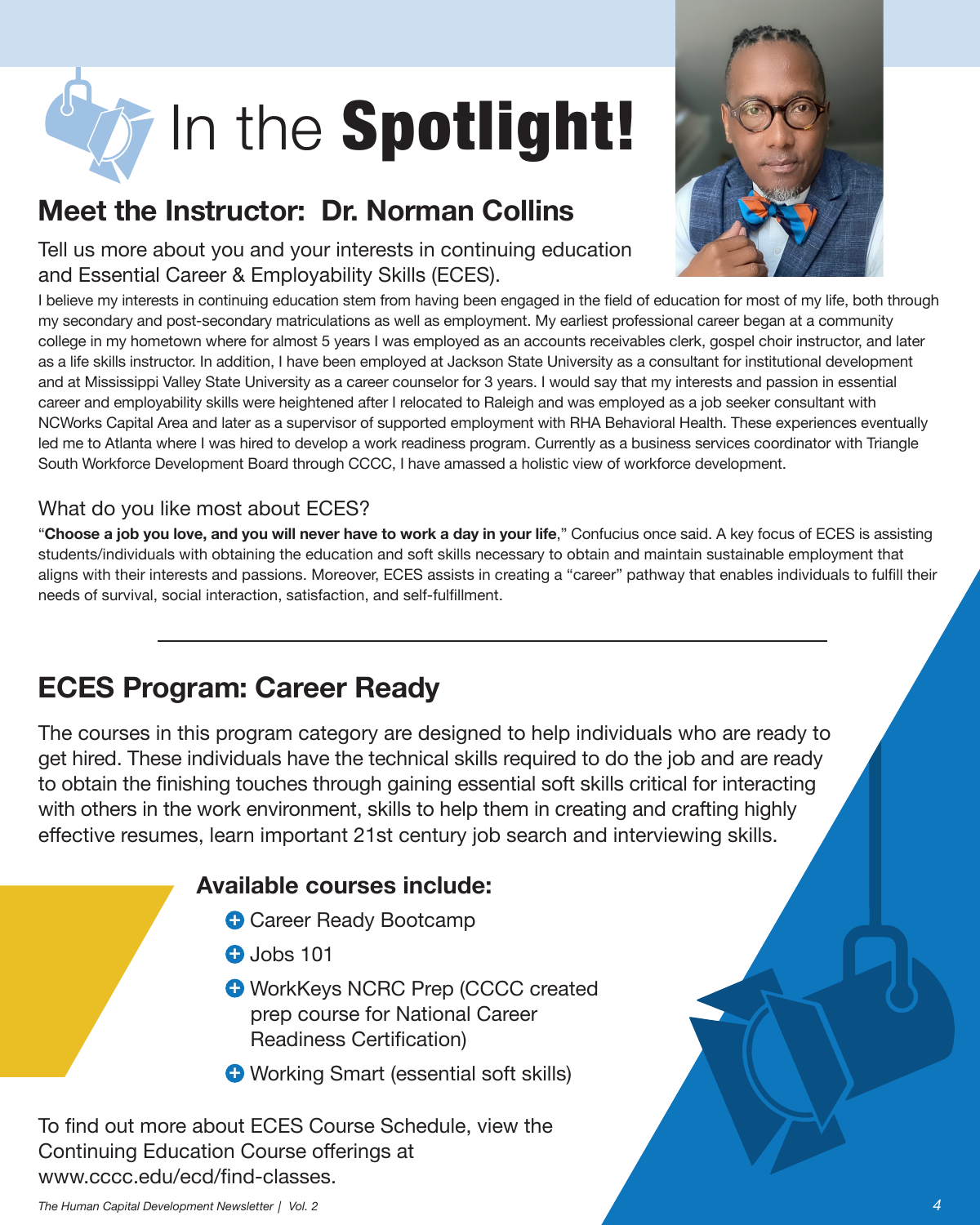# In the **Spotlight!**

## Meet the Instructor: Dr. Norman Collins

### Tell us more about you and your interests in continuing education and Essential Career & Employability Skills (ECES).

I believe my interests in continuing education stem from having been engaged in the field of education for most of my life, both through my secondary and post-secondary matriculations as well as employment. My earliest professional career began at a community college in my hometown where for almost 5 years I was employed as an accounts receivables clerk, gospel choir instructor, and later as a life skills instructor. In addition, I have been employed at Jackson State University as a consultant for institutional development and at Mississippi Valley State University as a career counselor for 3 years. I would say that my interests and passion in essential career and employability skills were heightened after I relocated to Raleigh and was employed as a job seeker consultant with NCWorks Capital Area and later as a supervisor of supported employment with RHA Behavioral Health. These experiences eventually led me to Atlanta where I was hired to develop a work readiness program. Currently as a business services coordinator with Triangle South Workforce Development Board through CCCC, I have amassed a holistic view of workforce development.

### What do you like most about ECES?

"**Choose a job you love, and you will never have to work a day in your life**," Confucius once said. A key focus of ECES is assisting students/individuals with obtaining the education and soft skills necessary to obtain and maintain sustainable employment that aligns with their interests and passions. Moreover, ECES assists in creating a "career" pathway that enables individuals to fulfill their needs of survival, social interaction, satisfaction, and self-fulfillment.

---

## ECES Program: Career Ready

The courses in this program category are designed to help individuals who are ready to get hired. These individuals have the technical skills required to do the job and are ready to obtain the finishing touches through gaining essential soft skills critical for interacting with others in the work environment, skills to help them in creating and crafting highly effective resumes, learn important 21st century job search and interviewing skills.

### Available courses include:

- Career Ready Bootcamp
- Jobs 101
- WorkKeys NCRC Prep (CCCC created prep course for National Career Readiness Certification)
- Working Smart (essential soft skills)

To find out more about ECES Course Schedule, view the Continuing Education Course offerings at www.cccc.edu/ecd/find-classes.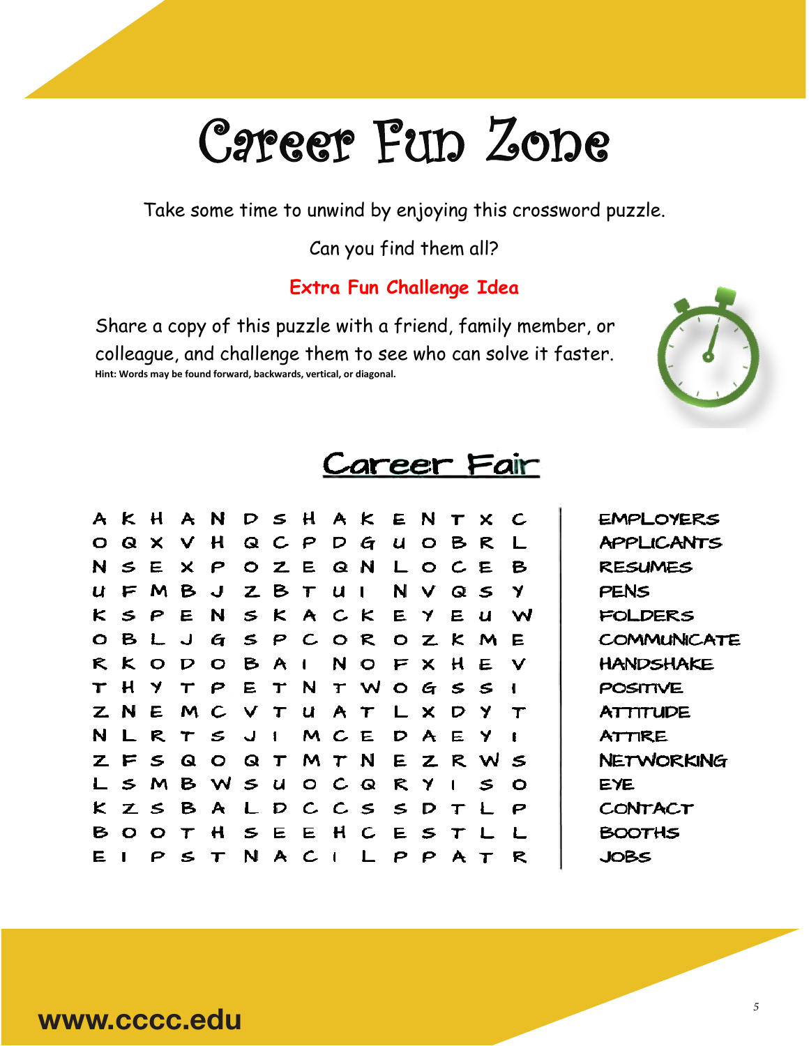# Career Fun Zone

Take some time to unwind by enjoying this crossword puzzle.

Can you find them all?

**Extra Fun Challenge Idea**

Share a copy of this puzzle with a friend, family member, or colleague, and challenge them to see who can solve it faster.

**Hint: Words may be found forward, backwards, vertical, or diagonal.**

## Career Fair

| | | | | | | | | | | | | | | |
|---|---|---|---|---|---|---|---|---|---|---|---|---|---|---|
| A | K | H | A | N | D | S | H | A | K | E | N | T | X | C |
| O | Q | X | V | H | Q | C | P | D | G | U | O | B | R | L |
| N | S | E | X | P | O | Z | E | Q | N | L | O | C | E | B |
| U | F | M | B | J | Z | B | T | U | I | N | V | Q | S | Y |
| K | S | P | E | N | S | K | A | C | K | E | Y | E | U | W |
| O | B | L | J | G | S | P | C | O | R | O | Z | K | M | E |
| R | K | O | D | O | B | A | I | N | O | F | X | H | E | V |
| T | H | Y | T | P | E | T | N | T | W | O | G | S | S | I |
| Z | N | E | M | C | V | T | U | A | T | L | X | D | Y | T |
| N | L | R | T | S | J | I | M | C | E | D | A | E | Y | I |
| Z | F | S | Q | O | Q | T | M | T | N | E | Z | R | W | S |
| L | S | M | B | W | S | U | O | C | Q | R | Y | I | S | O |
| K | Z | S | B | A | L | D | C | C | S | S | D | T | L | P |
| B | O | O | T | H | S | E | E | H | C | E | S | T | L | L |
| E | I | P | S | T | N | A | C | I | L | P | P | A | T | R |

EMPLOYERS
APPLICANTS
RESUMES
PENS
FOLDERS
COMMUNICATE
HANDSHAKE
POSITIVE
ATTITUDE
ATTIRE
NETWORKING
EYE
CONTACT
BOOTHS
JOBS

www.cccc.edu